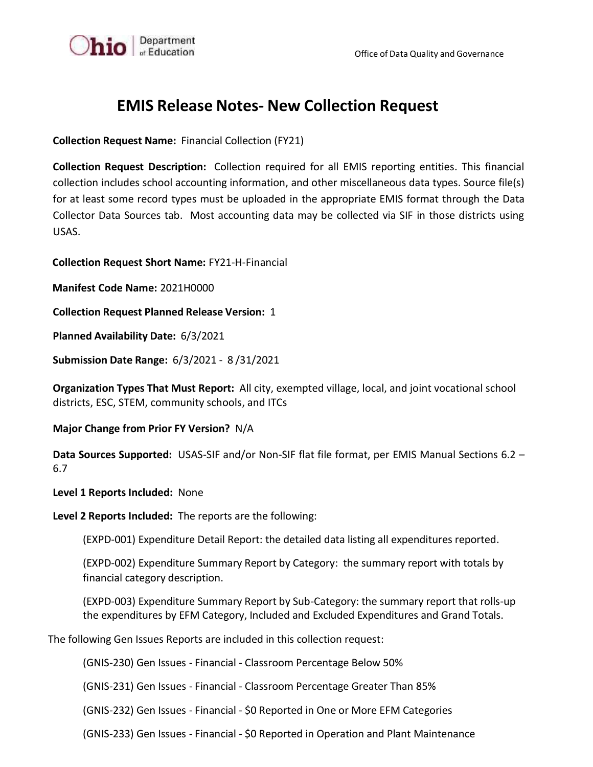# EMIS Release Notes- New Collection Request

**Collection Request Name:** Financial Collection (FY21)

**Collection Request Description:** Collection required for all EMIS reporting entities. This financial collection includes school accounting information, and other miscellaneous data types. Source file(s) for at least some record types must be uploaded in the appropriate EMIS format through the Data Collector Data Sources tab. Most accounting data may be collected via SIF in those districts using USAS.

**Collection Request Short Name:** FY21-H-Financial

**Manifest Code Name:** 2021H0000

**Collection Request Planned Release Version:** 1

**Planned Availability Date:** 6/3/2021

**Submission Date Range:** 6/3/2021 - 8 /31/2021

**Organization Types That Must Report:** All city, exempted village, local, and joint vocational school districts, ESC, STEM, community schools, and ITCs

**Major Change from Prior FY Version?** N/A

**Data Sources Supported:** USAS-SIF and/or Non-SIF flat file format, per EMIS Manual Sections 6.2 – 6.7

**Level 1 Reports Included:** None

**Level 2 Reports Included:** The reports are the following:

(EXPD-001) Expenditure Detail Report: the detailed data listing all expenditures reported.

(EXPD-002) Expenditure Summary Report by Category: the summary report with totals by financial category description.

(EXPD-003) Expenditure Summary Report by Sub-Category: the summary report that rolls-up the expenditures by EFM Category, Included and Excluded Expenditures and Grand Totals.

The following Gen Issues Reports are included in this collection request:

(GNIS-230) Gen Issues - Financial - Classroom Percentage Below 50%

(GNIS-231) Gen Issues - Financial - Classroom Percentage Greater Than 85%

(GNIS-232) Gen Issues - Financial - $0 Reported in One or More EFM Categories

(GNIS-233) Gen Issues - Financial - $0 Reported in Operation and Plant Maintenance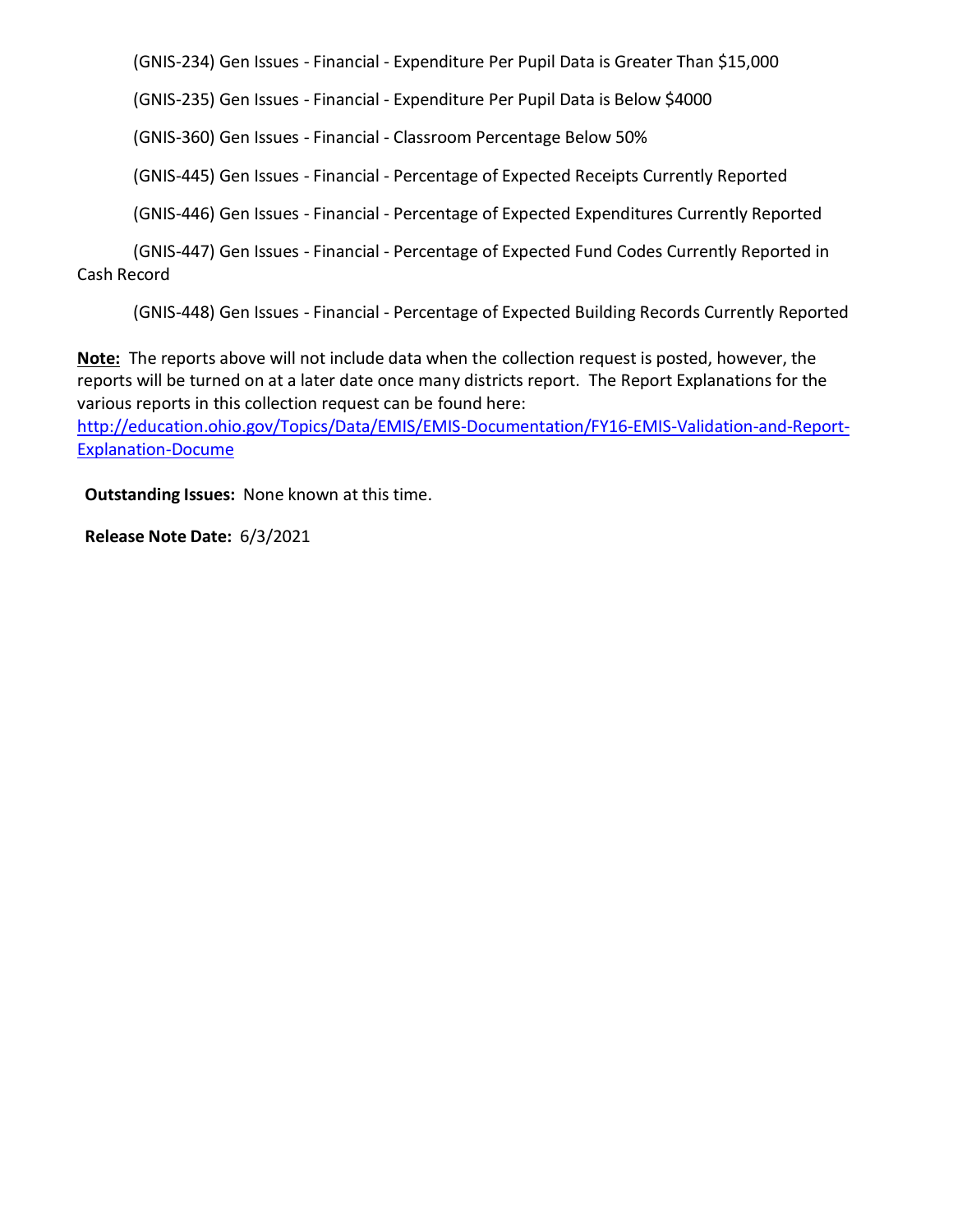(GNIS-234) Gen Issues - Financial - Expenditure Per Pupil Data is Greater Than $15,000

(GNIS-235) Gen Issues - Financial - Expenditure Per Pupil Data is Below $4000

(GNIS-360) Gen Issues - Financial - Classroom Percentage Below 50%

(GNIS-445) Gen Issues - Financial - Percentage of Expected Receipts Currently Reported

(GNIS-446) Gen Issues - Financial - Percentage of Expected Expenditures Currently Reported

(GNIS-447) Gen Issues - Financial - Percentage of Expected Fund Codes Currently Reported in Cash Record

(GNIS-448) Gen Issues - Financial - Percentage of Expected Building Records Currently Reported

**Note:** The reports above will not include data when the collection request is posted, however, the reports will be turned on at a later date once many districts report. The Report Explanations for the various reports in this collection request can be found here: [http://education.ohio.gov/Topics/Data/EMIS/EMIS-Documentation/FY16-EMIS-Validation-and-Report-Explanation-Docume](http://education.ohio.gov/Topics/Data/EMIS/EMIS-Documentation/FY16-EMIS-Validation-and-Report-Explanation-Docume)

**Outstanding Issues:** None known at this time.

**Release Note Date:** 6/3/2021